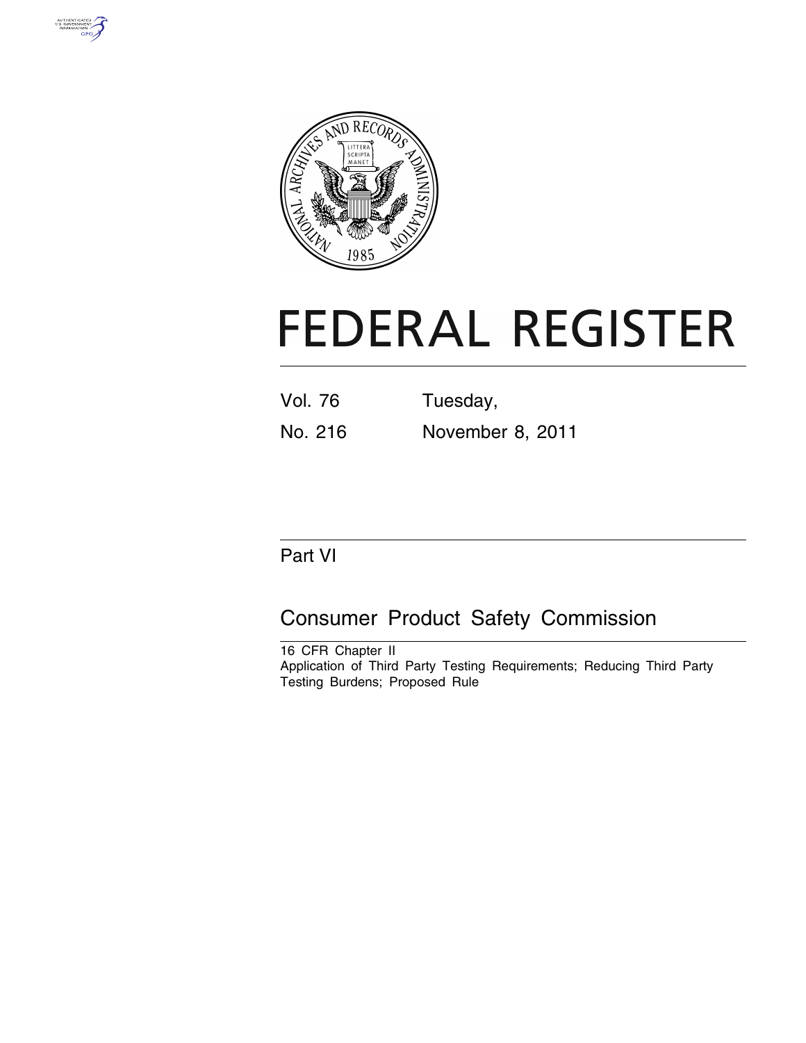# FEDERAL REGISTER

Vol. 76 Tuesday,

No. 216 November 8, 2011

## Part VI

## Consumer Product Safety Commission

16 CFR Chapter II

Application of Third Party Testing Requirements; Reducing Third Party Testing Burdens; Proposed Rule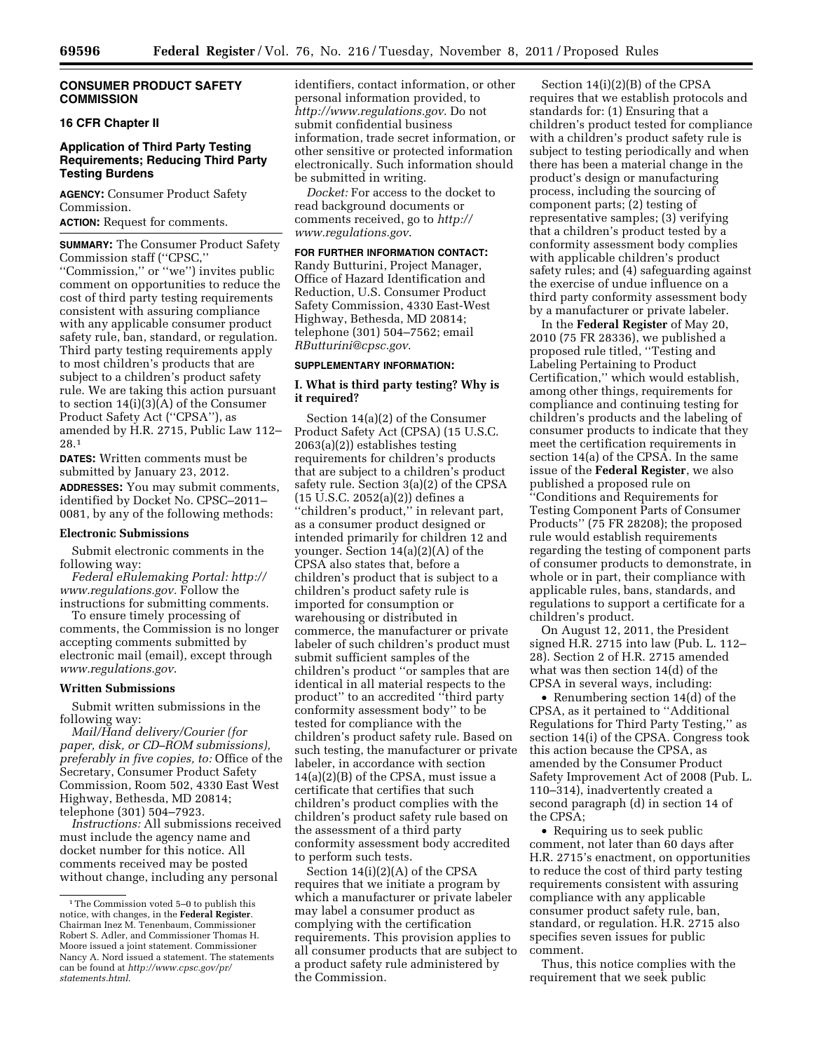**CONSUMER PRODUCT SAFETY COMMISSION**

**16 CFR Chapter II**

## Application of Third Party Testing Requirements; Reducing Third Party Testing Burdens

**AGENCY:** Consumer Product Safety Commission.

**ACTION:** Request for comments.

**SUMMARY:** The Consumer Product Safety Commission staff (''CPSC,'' ''Commission,'' or ''we'') invites public comment on opportunities to reduce the cost of third party testing requirements consistent with assuring compliance with any applicable consumer product safety rule, ban, standard, or regulation. Third party testing requirements apply to most children's products that are subject to a children's product safety rule. We are taking this action pursuant to section 14(i)(3)(A) of the Consumer Product Safety Act (''CPSA''), as amended by H.R. 2715, Public Law 112–28.[1]

**DATES:** Written comments must be submitted by January 23, 2012.

**ADDRESSES:** You may submit comments, identified by Docket No. CPSC–2011–0081, by any of the following methods:

### Electronic Submissions

Submit electronic comments in the following way:

*Federal eRulemaking Portal: http://www.regulations.gov*. Follow the instructions for submitting comments.

To ensure timely processing of comments, the Commission is no longer accepting comments submitted by electronic mail (email), except through *www.regulations.gov*.

### Written Submissions

Submit written submissions in the following way:

*Mail/Hand delivery/Courier (for paper, disk, or CD–ROM submissions), preferably in five copies, to:* Office of the Secretary, Consumer Product Safety Commission, Room 502, 4330 East West Highway, Bethesda, MD 20814; telephone (301) 504–7923.

*Instructions:* All submissions received must include the agency name and docket number for this notice. All comments received may be posted without change, including any personal identifiers, contact information, or other personal information provided, to *http://www.regulations.gov*. Do not submit confidential business information, trade secret information, or other sensitive or protected information electronically. Such information should be submitted in writing.

*Docket:* For access to the docket to read background documents or comments received, go to *http://www.regulations.gov*.

**FOR FURTHER INFORMATION CONTACT:** Randy Butturini, Project Manager, Office of Hazard Identification and Reduction, U.S. Consumer Product Safety Commission, 4330 East-West Highway, Bethesda, MD 20814; telephone (301) 504–7562; email *RButturini@cpsc.gov*.

**SUPPLEMENTARY INFORMATION:**

### I. What is third party testing? Why is it required?

Section 14(a)(2) of the Consumer Product Safety Act (CPSA) (15 U.S.C. 2063(a)(2)) establishes testing requirements for children's products that are subject to a children's product safety rule. Section 3(a)(2) of the CPSA (15 U.S.C. 2052(a)(2)) defines a ''children's product,'' in relevant part, as a consumer product designed or intended primarily for children 12 and younger. Section 14(a)(2)(A) of the CPSA also states that, before a children's product that is subject to a children's product safety rule is imported for consumption or warehousing or distributed in commerce, the manufacturer or private labeler of such children's product must submit sufficient samples of the children's product ''or samples that are identical in all material respects to the product'' to an accredited ''third party conformity assessment body'' to be tested for compliance with the children's product safety rule. Based on such testing, the manufacturer or private labeler, in accordance with section 14(a)(2)(B) of the CPSA, must issue a certificate that certifies that such children's product complies with the children's product safety rule based on the assessment of a third party conformity assessment body accredited to perform such tests.

Section 14(i)(2)(A) of the CPSA requires that we initiate a program by which a manufacturer or private labeler may label a consumer product as complying with the certification requirements. This provision applies to all consumer products that are subject to a product safety rule administered by the Commission.

Section 14(i)(2)(B) of the CPSA requires that we establish protocols and standards for: (1) Ensuring that a children's product tested for compliance with a children's product safety rule is subject to testing periodically and when there has been a material change in the product's design or manufacturing process, including the sourcing of component parts; (2) testing of representative samples; (3) verifying that a children's product tested by a conformity assessment body complies with applicable children's product safety rules; and (4) safeguarding against the exercise of undue influence on a third party conformity assessment body by a manufacturer or private labeler.

In the **Federal Register** of May 20, 2010 (75 FR 28336), we published a proposed rule titled, ''Testing and Labeling Pertaining to Product Certification,'' which would establish, among other things, requirements for compliance and continuing testing for children's products and the labeling of consumer products to indicate that they meet the certification requirements in section 14(a) of the CPSA. In the same issue of the **Federal Register**, we also published a proposed rule on ''Conditions and Requirements for Testing Component Parts of Consumer Products'' (75 FR 28208); the proposed rule would establish requirements regarding the testing of component parts of consumer products to demonstrate, in whole or in part, their compliance with applicable rules, bans, standards, and regulations to support a certificate for a children's product.

On August 12, 2011, the President signed H.R. 2715 into law (Pub. L. 112–28). Section 2 of H.R. 2715 amended what was then section 14(d) of the CPSA in several ways, including:

- Renumbering section 14(d) of the CPSA, as it pertained to ''Additional Regulations for Third Party Testing,'' as section 14(i) of the CPSA. Congress took this action because the CPSA, as amended by the Consumer Product Safety Improvement Act of 2008 (Pub. L. 110–314), inadvertently created a second paragraph (d) in section 14 of the CPSA;
- Requiring us to seek public comment, not later than 60 days after H.R. 2715's enactment, on opportunities to reduce the cost of third party testing requirements consistent with assuring compliance with any applicable consumer product safety rule, ban, standard, or regulation. H.R. 2715 also specifies seven issues for public comment.

Thus, this notice complies with the requirement that we seek public

---

[1] The Commission voted 5–0 to publish this notice, with changes, in the **Federal Register**. Chairman Inez M. Tenenbaum, Commissioner Robert S. Adler, and Commissioner Thomas H. Moore issued a joint statement. Commissioner Nancy A. Nord issued a statement. The statements can be found at *http://www.cpsc.gov/pr/statements.html*.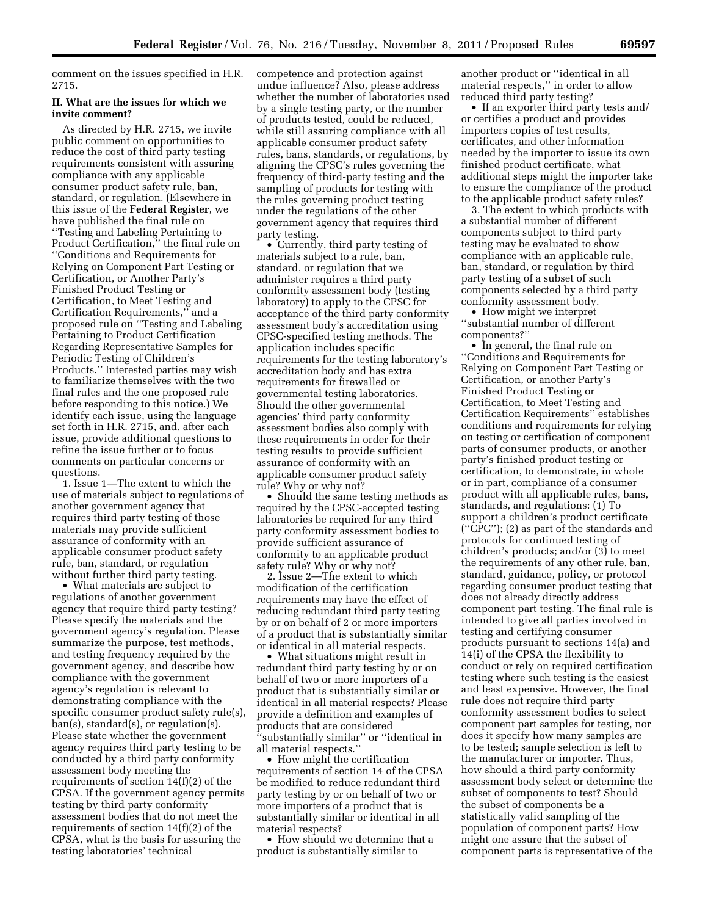comment on the issues specified in H.R. 2715.

## II. What are the issues for which we invite comment?

As directed by H.R. 2715, we invite public comment on opportunities to reduce the cost of third party testing requirements consistent with assuring compliance with any applicable consumer product safety rule, ban, standard, or regulation. (Elsewhere in this issue of the **Federal Register**, we have published the final rule on ''Testing and Labeling Pertaining to Product Certification,'' the final rule on ''Conditions and Requirements for Relying on Component Part Testing or Certification, or Another Party's Finished Product Testing or Certification, to Meet Testing and Certification Requirements,'' and a proposed rule on ''Testing and Labeling Pertaining to Product Certification Regarding Representative Samples for Periodic Testing of Children's Products.'' Interested parties may wish to familiarize themselves with the two final rules and the one proposed rule before responding to this notice.) We identify each issue, using the language set forth in H.R. 2715, and, after each issue, provide additional questions to refine the issue further or to focus comments on particular concerns or questions.

1. Issue 1—The extent to which the use of materials subject to regulations of another government agency that requires third party testing of those materials may provide sufficient assurance of conformity with an applicable consumer product safety rule, ban, standard, or regulation without further third party testing.

- What materials are subject to regulations of another government agency that require third party testing? Please specify the materials and the government agency's regulation. Please summarize the purpose, test methods, and testing frequency required by the government agency, and describe how compliance with the government agency's regulation is relevant to demonstrating compliance with the specific consumer product safety rule(s), ban(s), standard(s), or regulation(s). Please state whether the government agency requires third party testing to be conducted by a third party conformity assessment body meeting the requirements of section 14(f)(2) of the CPSA. If the government agency permits testing by third party conformity assessment bodies that do not meet the requirements of section 14(f)(2) of the CPSA, what is the basis for assuring the testing laboratories' technical competence and protection against undue influence? Also, please address whether the number of laboratories used by a single testing party, or the number of products tested, could be reduced, while still assuring compliance with all applicable consumer product safety rules, bans, standards, or regulations, by aligning the CPSC's rules governing the frequency of third-party testing and the sampling of products for testing with the rules governing product testing under the regulations of the other government agency that requires third party testing.
- Currently, third party testing of materials subject to a rule, ban, standard, or regulation that we administer requires a third party conformity assessment body (testing laboratory) to apply to the CPSC for acceptance of the third party conformity assessment body's accreditation using CPSC-specified testing methods. The application includes specific requirements for the testing laboratory's accreditation body and has extra requirements for firewalled or governmental testing laboratories. Should the other governmental agencies' third party conformity assessment bodies also comply with these requirements in order for their testing results to provide sufficient assurance of conformity with an applicable consumer product safety rule? Why or why not?
- Should the same testing methods as required by the CPSC-accepted testing laboratories be required for any third party conformity assessment bodies to provide sufficient assurance of conformity to an applicable product safety rule? Why or why not?

2. Issue 2—The extent to which modification of the certification requirements may have the effect of reducing redundant third party testing by or on behalf of 2 or more importers of a product that is substantially similar or identical in all material respects.

- What situations might result in redundant third party testing by or on behalf of two or more importers of a product that is substantially similar or identical in all material respects? Please provide a definition and examples of products that are considered ''substantially similar'' or ''identical in all material respects.''
- How might the certification requirements of section 14 of the CPSA be modified to reduce redundant third party testing by or on behalf of two or more importers of a product that is substantially similar or identical in all material respects?
- How should we determine that a product is substantially similar to another product or ''identical in all material respects,'' in order to allow reduced third party testing?
- If an exporter third party tests and/or certifies a product and provides importers copies of test results, certificates, and other information needed by the importer to issue its own finished product certificate, what additional steps might the importer take to ensure the compliance of the product to the applicable product safety rules?

3. The extent to which products with a substantial number of different components subject to third party testing may be evaluated to show compliance with an applicable rule, ban, standard, or regulation by third party testing of a subset of such components selected by a third party conformity assessment body.

- How might we interpret ''substantial number of different components?''
- In general, the final rule on ''Conditions and Requirements for Relying on Component Part Testing or Certification, or another Party's Finished Product Testing or Certification, to Meet Testing and Certification Requirements'' establishes conditions and requirements for relying on testing or certification of component parts of consumer products, or another party's finished product testing or certification, to demonstrate, in whole or in part, compliance of a consumer product with all applicable rules, bans, standards, and regulations: (1) To support a children's product certificate (''CPC''); (2) as part of the standards and protocols for continued testing of children's products; and/or (3) to meet the requirements of any other rule, ban, standard, guidance, policy, or protocol regarding consumer product testing that does not already directly address component part testing. The final rule is intended to give all parties involved in testing and certifying consumer products pursuant to sections 14(a) and 14(i) of the CPSA the flexibility to conduct or rely on required certification testing where such testing is the easiest and least expensive. However, the final rule does not require third party conformity assessment bodies to select component part samples for testing, nor does it specify how many samples are to be tested; sample selection is left to the manufacturer or importer. Thus, how should a third party conformity assessment body select or determine the subset of components to test? Should the subset of components be a statistically valid sampling of the population of component parts? How might one assure that the subset of component parts is representative of the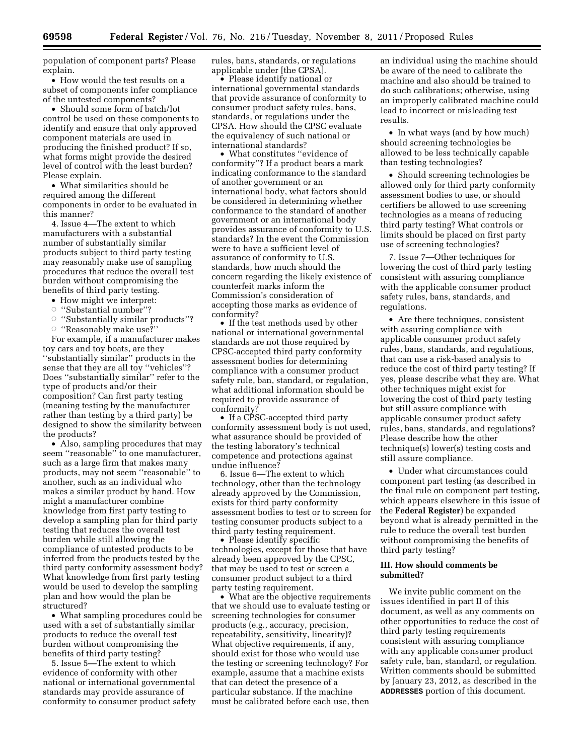population of component parts? Please explain.

- How would the test results on a subset of components infer compliance of the untested components?
- Should some form of batch/lot control be used on these components to identify and ensure that only approved component materials are used in producing the finished product? If so, what forms might provide the desired level of control with the least burden? Please explain.
- What similarities should be required among the different components in order to be evaluated in this manner?

4. Issue 4—The extent to which manufacturers with a substantial number of substantially similar products subject to third party testing may reasonably make use of sampling procedures that reduce the overall test burden without compromising the benefits of third party testing.

- How might we interpret:
  - ''Substantial number''?
  - ''Substantially similar products''?
  - ''Reasonably make use?''

For example, if a manufacturer makes toy cars and toy boats, are they ''substantially similar'' products in the sense that they are all toy ''vehicles''? Does ''substantially similar'' refer to the type of products and/or their composition? Can first party testing (meaning testing by the manufacturer rather than testing by a third party) be designed to show the similarity between the products?

- Also, sampling procedures that may seem ''reasonable'' to one manufacturer, such as a large firm that makes many products, may not seem ''reasonable'' to another, such as an individual who makes a similar product by hand. How might a manufacturer combine knowledge from first party testing to develop a sampling plan for third party testing that reduces the overall test burden while still allowing the compliance of untested products to be inferred from the products tested by the third party conformity assessment body? What knowledge from first party testing would be used to develop the sampling plan and how would the plan be structured?
- What sampling procedures could be used with a set of substantially similar products to reduce the overall test burden without compromising the benefits of third party testing?

5. Issue 5—The extent to which evidence of conformity with other national or international governmental standards may provide assurance of conformity to consumer product safety rules, bans, standards, or regulations applicable under [the CPSA].

- Please identify national or international governmental standards that provide assurance of conformity to consumer product safety rules, bans, standards, or regulations under the CPSA. How should the CPSC evaluate the equivalency of such national or international standards?
- What constitutes ''evidence of conformity''? If a product bears a mark indicating conformance to the standard of another government or an international body, what factors should be considered in determining whether conformance to the standard of another government or an international body provides assurance of conformity to U.S. standards? In the event the Commission were to have a sufficient level of assurance of conformity to U.S. standards, how much should the concern regarding the likely existence of counterfeit marks inform the Commission's consideration of accepting those marks as evidence of conformity?
- If the test methods used by other national or international governmental standards are not those required by CPSC-accepted third party conformity assessment bodies for determining compliance with a consumer product safety rule, ban, standard, or regulation, what additional information should be required to provide assurance of conformity?
- If a CPSC-accepted third party conformity assessment body is not used, what assurance should be provided of the testing laboratory's technical competence and protections against undue influence?

6. Issue 6—The extent to which technology, other than the technology already approved by the Commission, exists for third party conformity assessment bodies to test or to screen for testing consumer products subject to a third party testing requirement.

- Please identify specific technologies, except for those that have already been approved by the CPSC, that may be used to test or screen a consumer product subject to a third party testing requirement.
- What are the objective requirements that we should use to evaluate testing or screening technologies for consumer products (e.g., accuracy, precision, repeatability, sensitivity, linearity)? What objective requirements, if any, should exist for those who would use the testing or screening technology? For example, assume that a machine exists that can detect the presence of a particular substance. If the machine must be calibrated before each use, then an individual using the machine should be aware of the need to calibrate the machine and also should be trained to do such calibrations; otherwise, using an improperly calibrated machine could lead to incorrect or misleading test results.
- In what ways (and by how much) should screening technologies be allowed to be less technically capable than testing technologies?
- Should screening technologies be allowed only for third party conformity assessment bodies to use, or should certifiers be allowed to use screening technologies as a means of reducing third party testing? What controls or limits should be placed on first party use of screening technologies?

7. Issue 7—Other techniques for lowering the cost of third party testing consistent with assuring compliance with the applicable consumer product safety rules, bans, standards, and regulations.

- Are there techniques, consistent with assuring compliance with applicable consumer product safety rules, bans, standards, and regulations, that can use a risk-based analysis to reduce the cost of third party testing? If yes, please describe what they are. What other techniques might exist for lowering the cost of third party testing but still assure compliance with applicable consumer product safety rules, bans, standards, and regulations? Please describe how the other technique(s) lower(s) testing costs and still assure compliance.
- Under what circumstances could component part testing (as described in the final rule on component part testing, which appears elsewhere in this issue of the **Federal Register**) be expanded beyond what is already permitted in the rule to reduce the overall test burden without compromising the benefits of third party testing?

### III. How should comments be submitted?

We invite public comment on the issues identified in part II of this document, as well as any comments on other opportunities to reduce the cost of third party testing requirements consistent with assuring compliance with any applicable consumer product safety rule, ban, standard, or regulation. Written comments should be submitted by January 23, 2012, as described in the **ADDRESSES** portion of this document.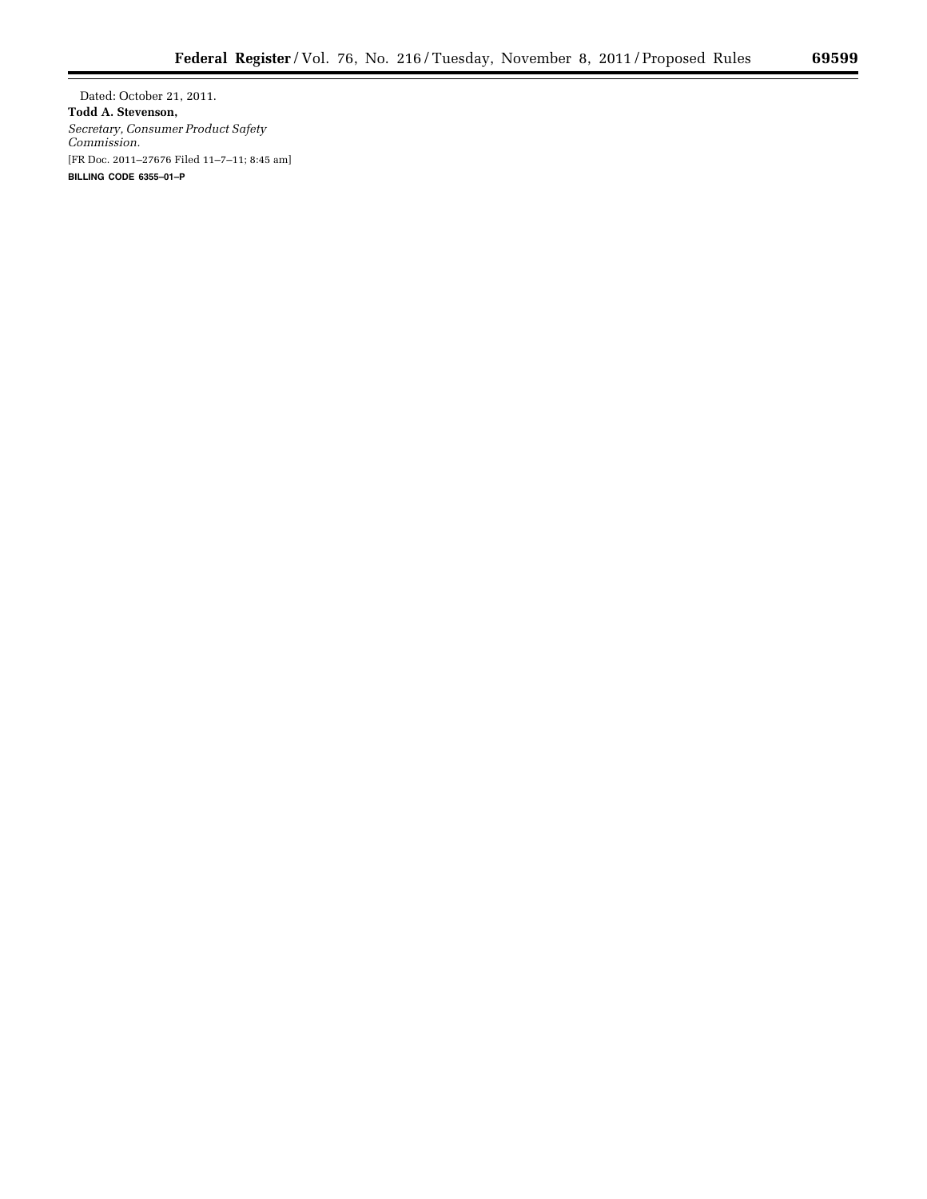Dated: October 21, 2011.

**Todd A. Stevenson,**

*Secretary, Consumer Product Safety Commission.*

[FR Doc. 2011–27676 Filed 11–7–11; 8:45 am]

**BILLING CODE 6355–01–P**